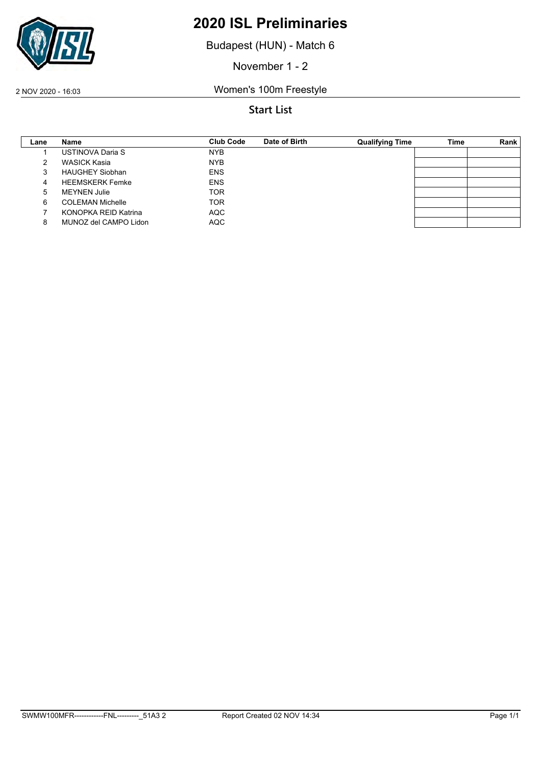# 2020 ISL Preliminaries

Budapest (HUN) - Match 6

November 1 - 2

2 NOV 2020 - 16:03

Women's 100m Freestyle

## Start List

| Lane | Name | Club Code | Date of Birth | Qualifying Time | Time | Rank |
|---|---|---|---|---|---|---|
| 1 | USTINOVA Daria S | NYB | | | | |
| 2 | WASICK Kasia | NYB | | | | |
| 3 | HAUGHEY Siobhan | ENS | | | | |
| 4 | HEEMSKERK Femke | ENS | | | | |
| 5 | MEYNEN Julie | TOR | | | | |
| 6 | COLEMAN Michelle | TOR | | | | |
| 7 | KONOPKA REID Katrina | AQC | | | | |
| 8 | MUNOZ del CAMPO Lidon | AQC | | | | |

SWMW100MFR------------FNL---------_51A3 2 Report Created 02 NOV 14:34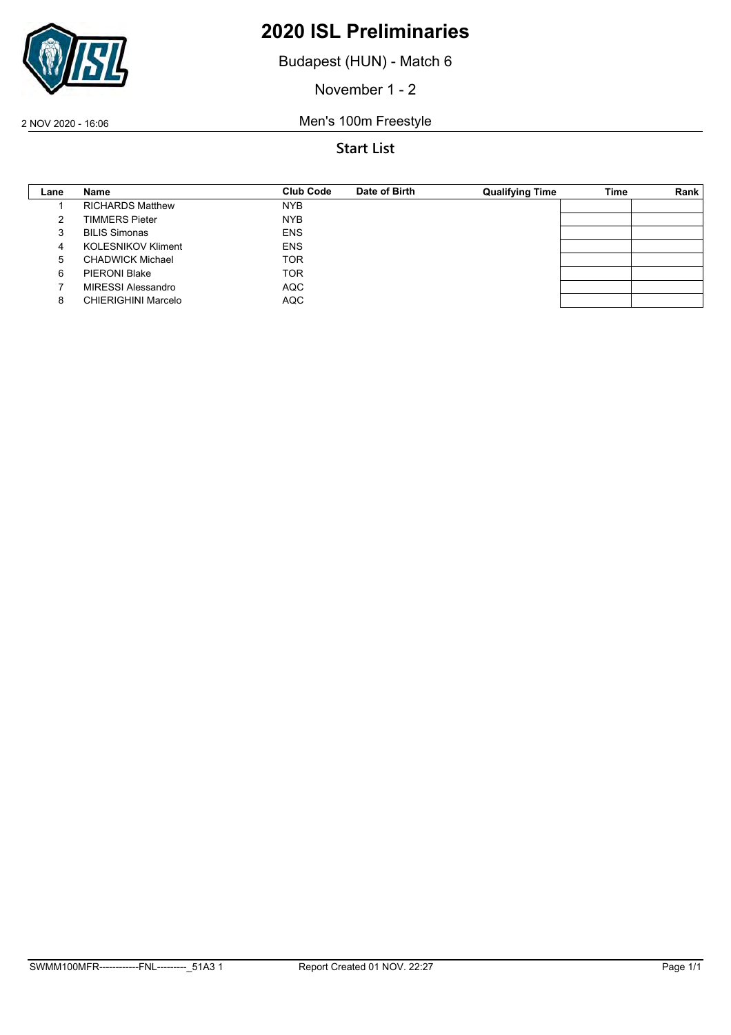# 2020 ISL Preliminaries

Budapest (HUN) - Match 6

November 1 - 2

2 NOV 2020 - 16:06

Men's 100m Freestyle

## Start List

| Lane | Name | Club Code | Date of Birth | Qualifying Time | Time | Rank |
|---|---|---|---|---|---|---|
| 1 | RICHARDS Matthew | NYB | | | | |
| 2 | TIMMERS Pieter | NYB | | | | |
| 3 | BILIS Simonas | ENS | | | | |
| 4 | KOLESNIKOV Kliment | ENS | | | | |
| 5 | CHADWICK Michael | TOR | | | | |
| 6 | PIERONI Blake | TOR | | | | |
| 7 | MIRESSI Alessandro | AQC | | | | |
| 8 | CHIERIGHINI Marcelo | AQC | | | | |

SWMM100MFR------------FNL---------_51A3 1 Report Created 01 NOV. 22:27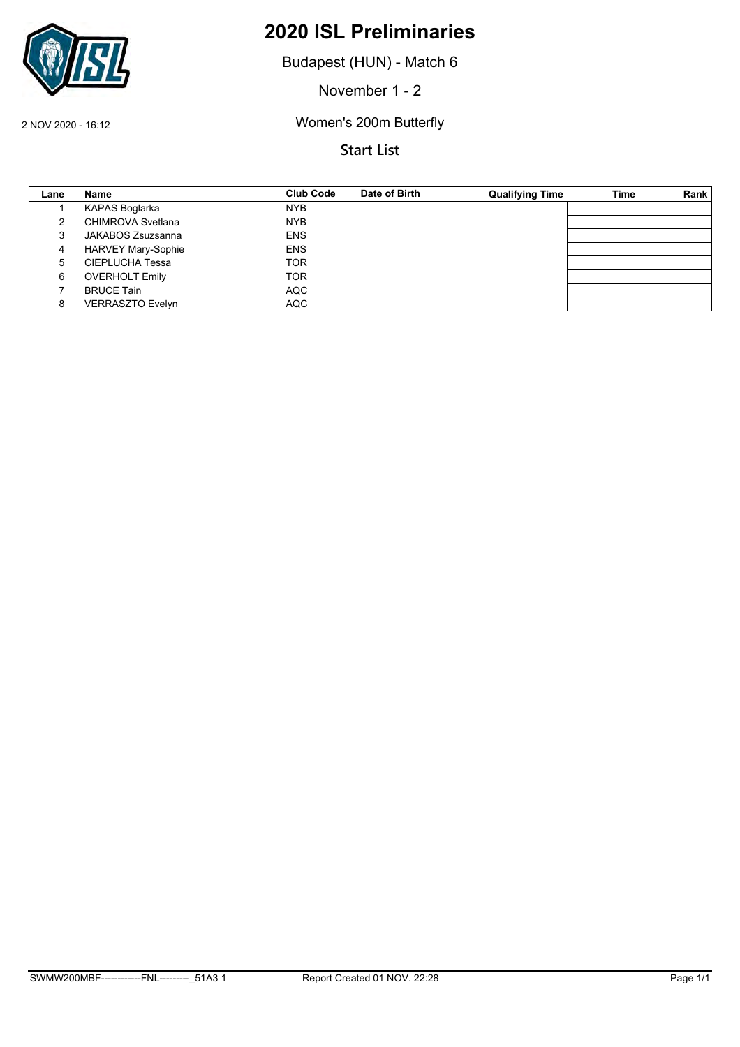# 2020 ISL Preliminaries

Budapest (HUN) - Match 6

November 1 - 2

2 NOV 2020 - 16:12

Women's 200m Butterfly

## Start List

| Lane | Name | Club Code | Date of Birth | Qualifying Time | Time | Rank |
|---|---|---|---|---|---|---|
| 1 | KAPAS Boglarka | NYB | | | | |
| 2 | CHIMROVA Svetlana | NYB | | | | |
| 3 | JAKABOS Zsuzsanna | ENS | | | | |
| 4 | HARVEY Mary-Sophie | ENS | | | | |
| 5 | CIEPLUCHA Tessa | TOR | | | | |
| 6 | OVERHOLT Emily | TOR | | | | |
| 7 | BRUCE Tain | AQC | | | | |
| 8 | VERRASZTO Evelyn | AQC | | | | |

SWMW200MBF------------FNL---------_51A3 1 Report Created 01 NOV. 22:28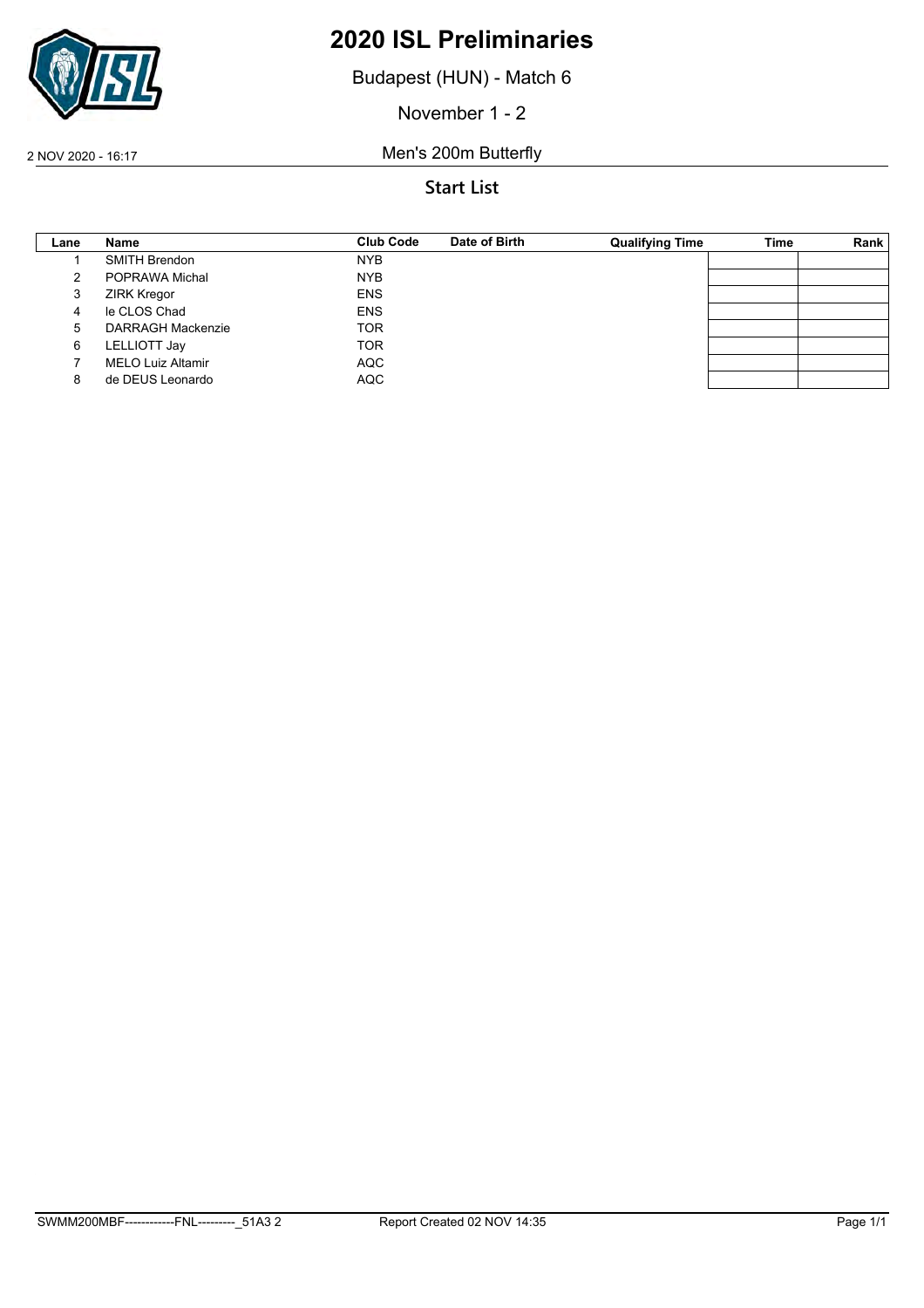# 2020 ISL Preliminaries

Budapest (HUN) - Match 6

November 1 - 2

2 NOV 2020 - 16:17

Men's 200m Butterfly

## Start List

| Lane | Name | Club Code | Date of Birth | Qualifying Time | Time | Rank |
|---|---|---|---|---|---|---|
| 1 | SMITH Brendon | NYB | | | | |
| 2 | POPRAWA Michal | NYB | | | | |
| 3 | ZIRK Kregor | ENS | | | | |
| 4 | le CLOS Chad | ENS | | | | |
| 5 | DARRAGH Mackenzie | TOR | | | | |
| 6 | LELLIOTT Jay | TOR | | | | |
| 7 | MELO Luiz Altamir | AQC | | | | |
| 8 | de DEUS Leonardo | AQC | | | | |

SWMM200MBF------------FNL---------_51A3 2 Report Created 02 NOV 14:35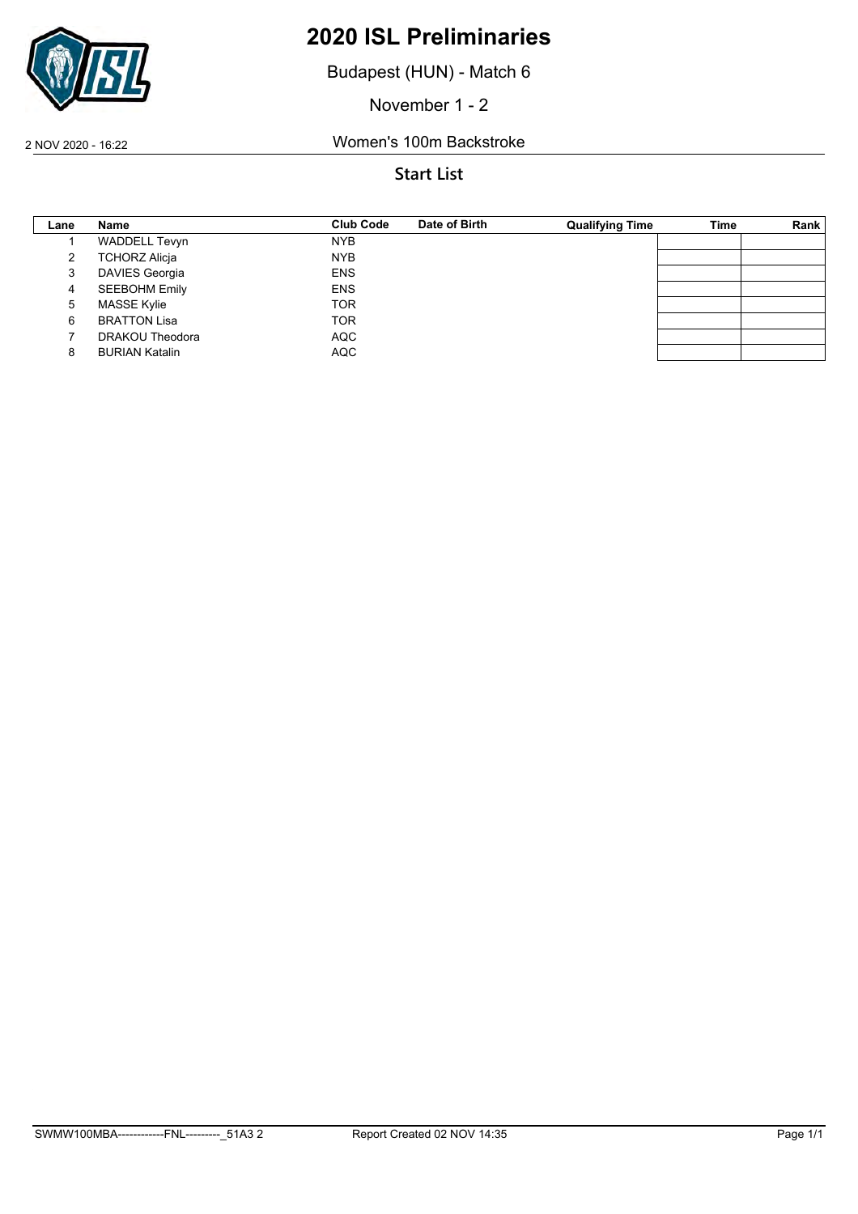# 2020 ISL Preliminaries

Budapest (HUN) - Match 6

November 1 - 2

2 NOV 2020 - 16:22 Women's 100m Backstroke

## Start List

| Lane | Name | Club Code | Date of Birth | Qualifying Time | Time | Rank |
|---|---|---|---|---|---|---|
| 1 | WADDELL Tevyn | NYB | | | | |
| 2 | TCHORZ Alicja | NYB | | | | |
| 3 | DAVIES Georgia | ENS | | | | |
| 4 | SEEBOHM Emily | ENS | | | | |
| 5 | MASSE Kylie | TOR | | | | |
| 6 | BRATTON Lisa | TOR | | | | |
| 7 | DRAKOU Theodora | AQC | | | | |
| 8 | BURIAN Katalin | AQC | | | | |

SWMW100MBA------------FNL---------_51A3 2 Report Created 02 NOV 14:35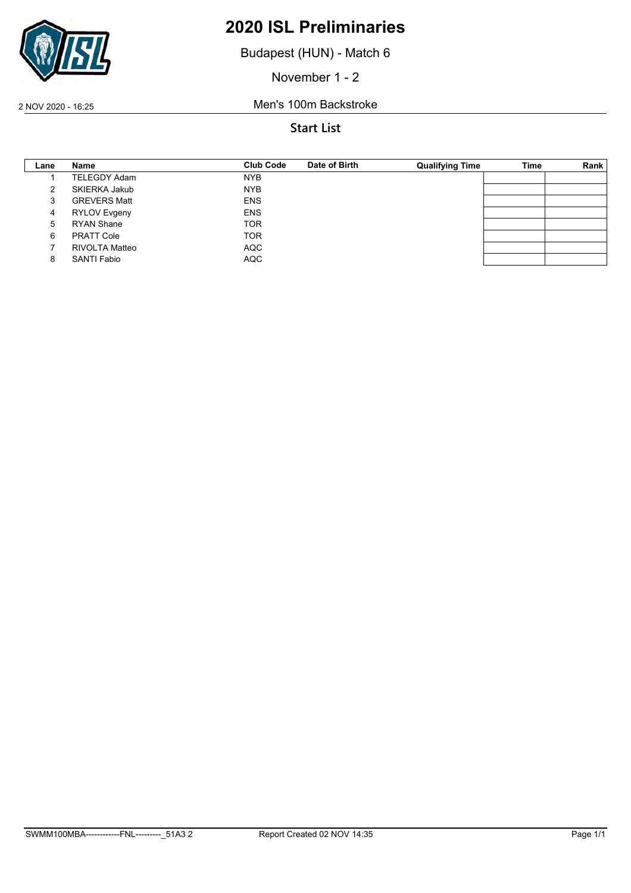# 2020 ISL Preliminaries

Budapest (HUN) - Match 6

November 1 - 2

2 NOV 2020 - 16:25

Men's 100m Backstroke

## Start List

| Lane | Name | Club Code | Date of Birth | Qualifying Time | Time | Rank |
|---|---|---|---|---|---|---|
| 1 | TELEGDY Adam | NYB | | | | |
| 2 | SKIERKA Jakub | NYB | | | | |
| 3 | GREVERS Matt | ENS | | | | |
| 4 | RYLOV Evgeny | ENS | | | | |
| 5 | RYAN Shane | TOR | | | | |
| 6 | PRATT Cole | TOR | | | | |
| 7 | RIVOLTA Matteo | AQC | | | | |
| 8 | SANTI Fabio | AQC | | | | |

SWMM100MBA------------FNL---------_51A3 2 Report Created 02 NOV 14:35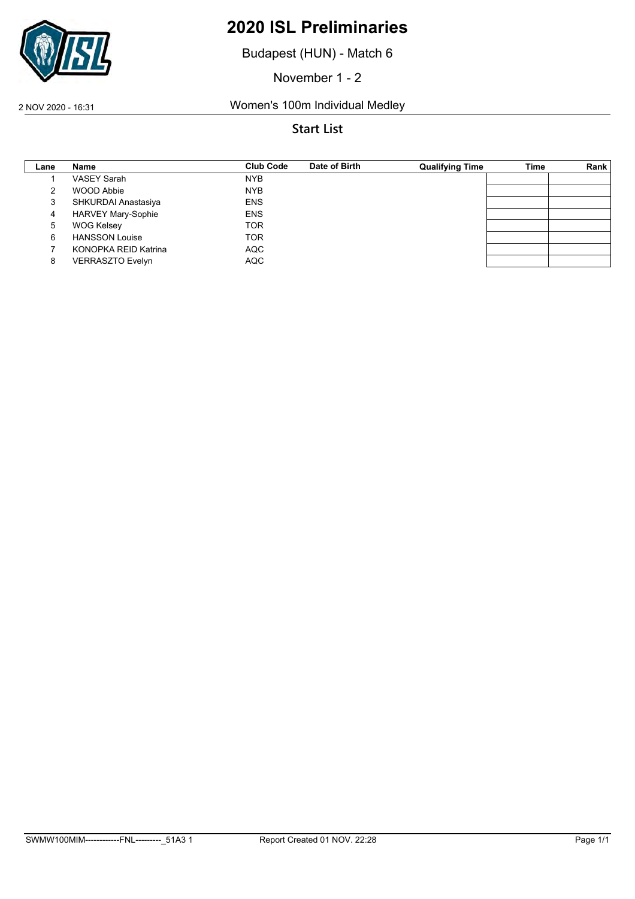# 2020 ISL Preliminaries

Budapest (HUN) - Match 6

November 1 - 2

2 NOV 2020 - 16:31

## Women's 100m Individual Medley

### Start List

| Lane | Name | Club Code | Date of Birth | Qualifying Time | Time | Rank |
|---|---|---|---|---|---|---|
| 1 | VASEY Sarah | NYB | | | | |
| 2 | WOOD Abbie | NYB | | | | |
| 3 | SHKURDAI Anastasiya | ENS | | | | |
| 4 | HARVEY Mary-Sophie | ENS | | | | |
| 5 | WOG Kelsey | TOR | | | | |
| 6 | HANSSON Louise | TOR | | | | |
| 7 | KONOPKA REID Katrina | AQC | | | | |
| 8 | VERRASZTO Evelyn | AQC | | | | |

SWMW100MIM------------FNL---------_51A3 1 Report Created 01 NOV. 22:28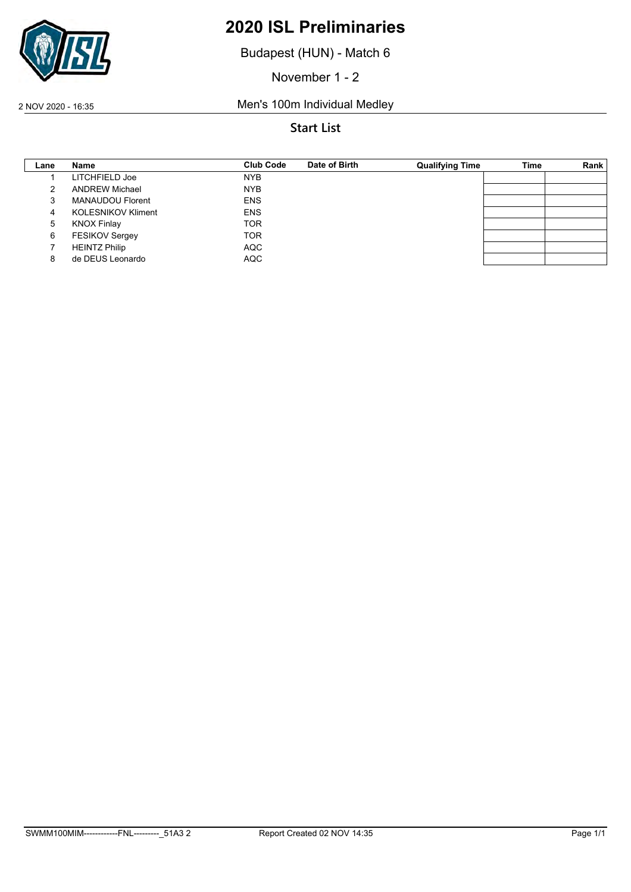# 2020 ISL Preliminaries

Budapest (HUN) - Match 6

November 1 - 2

2 NOV 2020 - 16:35

## Men's 100m Individual Medley

### Start List

| Lane | Name | Club Code | Date of Birth | Qualifying Time | Time | Rank |
|---|---|---|---|---|---|---|
| 1 | LITCHFIELD Joe | NYB | | | | |
| 2 | ANDREW Michael | NYB | | | | |
| 3 | MANAUDOU Florent | ENS | | | | |
| 4 | KOLESNIKOV Kliment | ENS | | | | |
| 5 | KNOX Finlay | TOR | | | | |
| 6 | FESIKOV Sergey | TOR | | | | |
| 7 | HEINTZ Philip | AQC | | | | |
| 8 | de DEUS Leonardo | AQC | | | | |

SWMM100MIM------------FNL---------_51A3 2 Report Created 02 NOV 14:35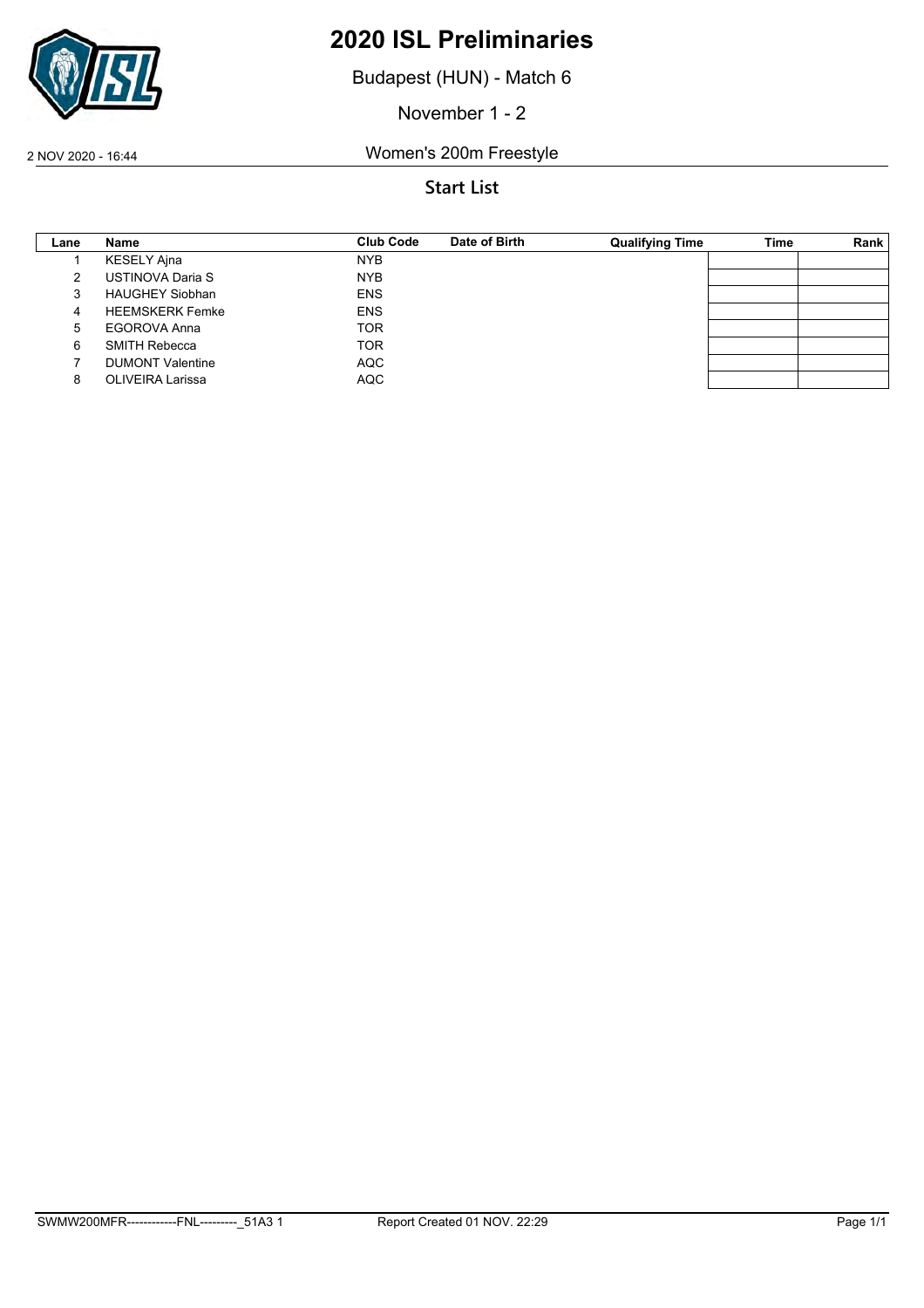# 2020 ISL Preliminaries

Budapest (HUN) - Match 6

November 1 - 2

2 NOV 2020 - 16:44 Women's 200m Freestyle

## Start List

| Lane | Name | Club Code | Date of Birth | Qualifying Time | Time | Rank |
|---|---|---|---|---|---|---|
| 1 | KESELY Ajna | NYB | | | | |
| 2 | USTINOVA Daria S | NYB | | | | |
| 3 | HAUGHEY Siobhan | ENS | | | | |
| 4 | HEEMSKERK Femke | ENS | | | | |
| 5 | EGOROVA Anna | TOR | | | | |
| 6 | SMITH Rebecca | TOR | | | | |
| 7 | DUMONT Valentine | AQC | | | | |
| 8 | OLIVEIRA Larissa | AQC | | | | |

SWMW200MFR------------FNL---------_51A3 1 Report Created 01 NOV. 22:29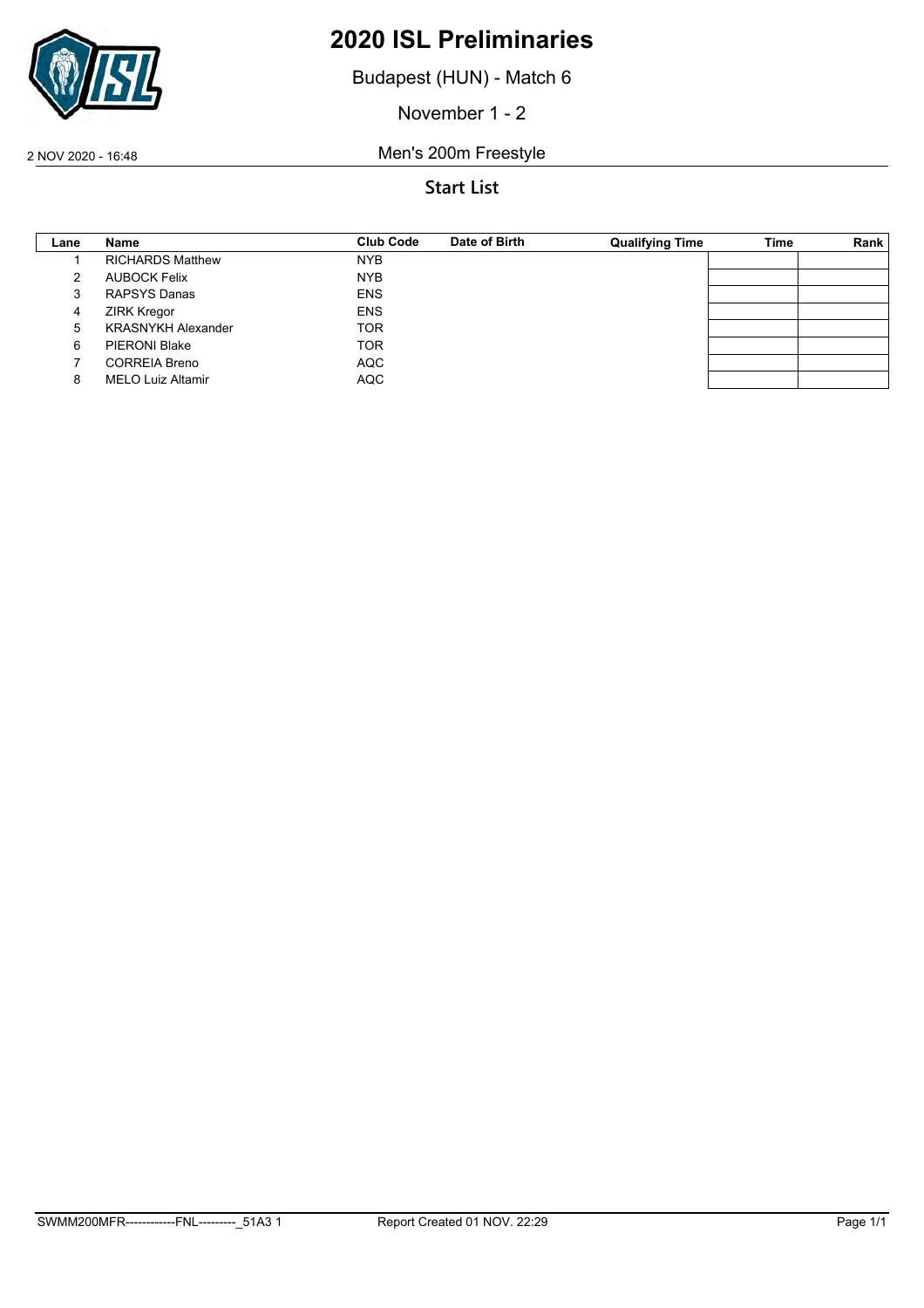# 2020 ISL Preliminaries

Budapest (HUN) - Match 6

November 1 - 2

2 NOV 2020 - 16:48

Men's 200m Freestyle

## Start List

| Lane | Name | Club Code | Date of Birth | Qualifying Time | Time | Rank |
|---|---|---|---|---|---|---|
| 1 | RICHARDS Matthew | NYB | | | | |
| 2 | AUBOCK Felix | NYB | | | | |
| 3 | RAPSYS Danas | ENS | | | | |
| 4 | ZIRK Kregor | ENS | | | | |
| 5 | KRASNYKH Alexander | TOR | | | | |
| 6 | PIERONI Blake | TOR | | | | |
| 7 | CORREIA Breno | AQC | | | | |
| 8 | MELO Luiz Altamir | AQC | | | | |

SWMM200MFR------------FNL---------_51A3 1 Report Created 01 NOV. 22:29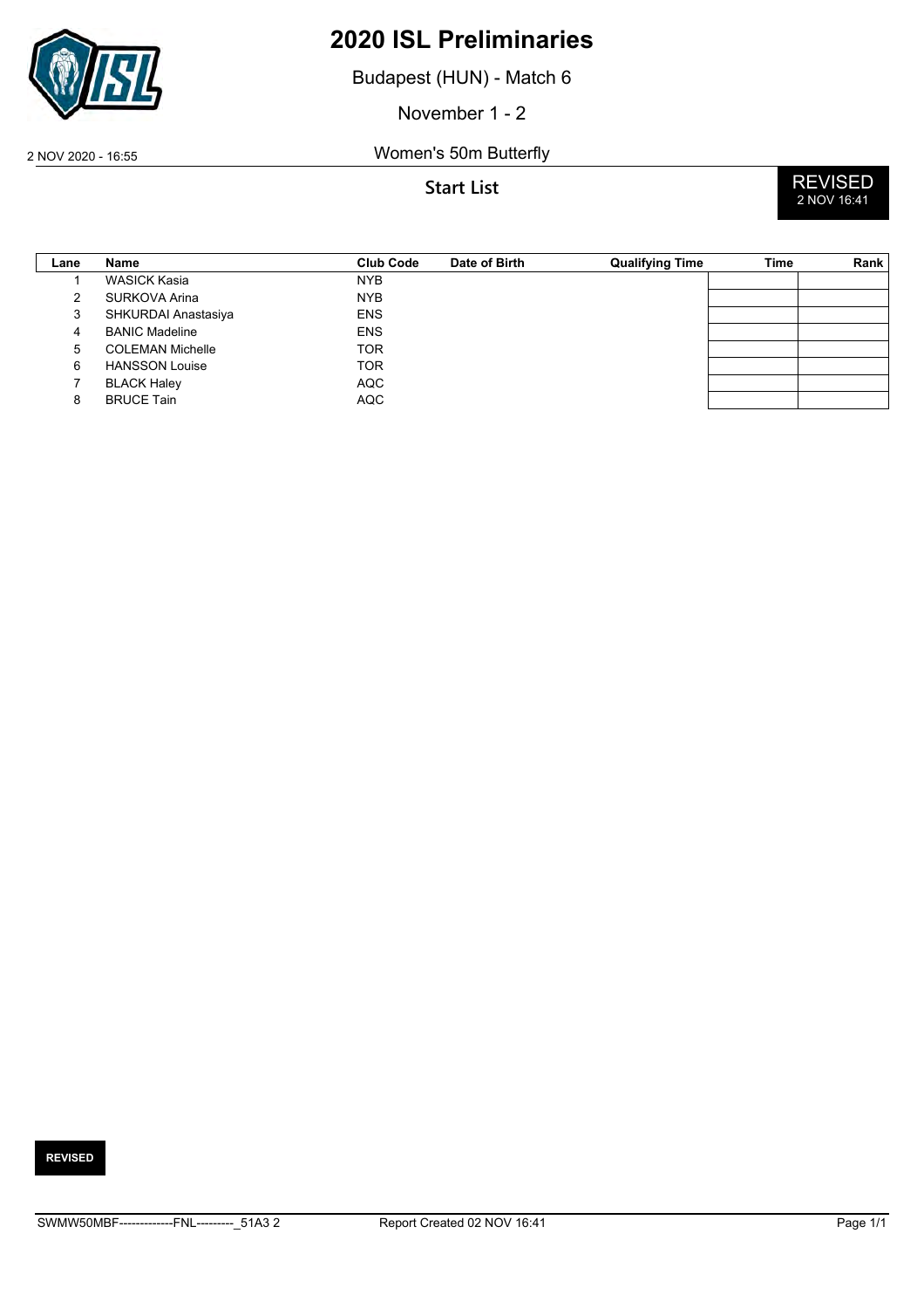# 2020 ISL Preliminaries

Budapest (HUN) - Match 6

November 1 - 2

2 NOV 2020 - 16:55

Women's 50m Butterfly

**Start List**

REVISED
2 NOV 16:41

| Lane | Name | Club Code | Date of Birth | Qualifying Time | Time | Rank |
|---|---|---|---|---|---|---|
| 1 | WASICK Kasia | NYB | | | | |
| 2 | SURKOVA Arina | NYB | | | | |
| 3 | SHKURDAI Anastasiya | ENS | | | | |
| 4 | BANIC Madeline | ENS | | | | |
| 5 | COLEMAN Michelle | TOR | | | | |
| 6 | HANSSON Louise | TOR | | | | |
| 7 | BLACK Haley | AQC | | | | |
| 8 | BRUCE Tain | AQC | | | | |

**REVISED**

SWMW50MBF-------------FNL---------_51A3 2 Report Created 02 NOV 16:41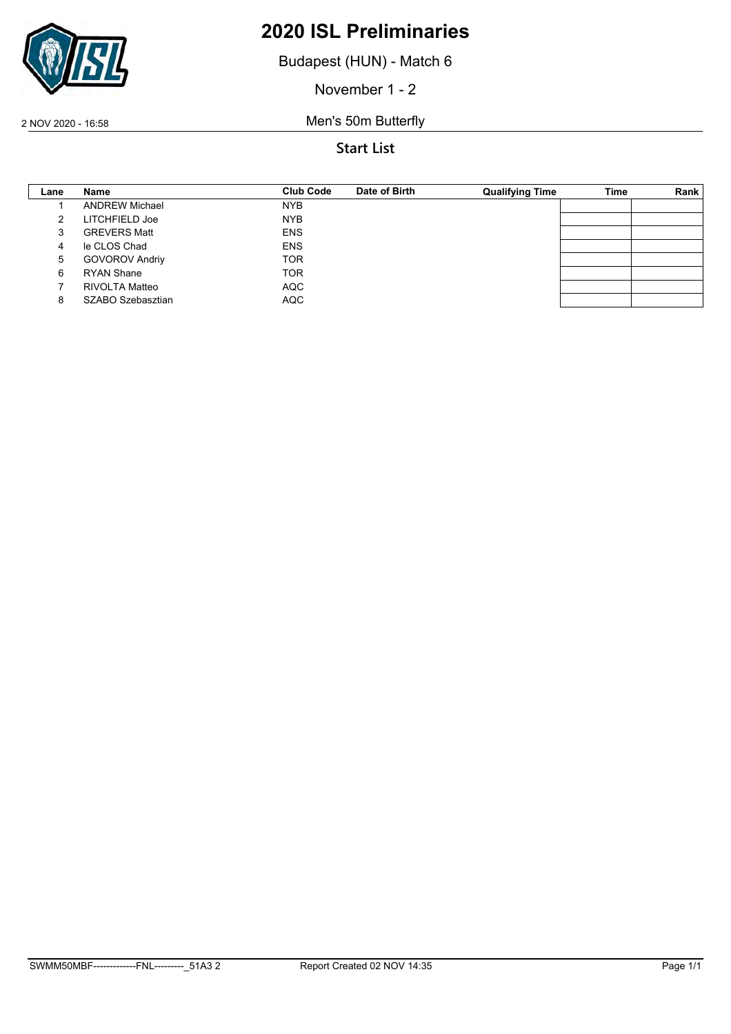# 2020 ISL Preliminaries

Budapest (HUN) - Match 6

November 1 - 2

2 NOV 2020 - 16:58

Men's 50m Butterfly

## Start List

| Lane | Name | Club Code | Date of Birth | Qualifying Time | Time | Rank |
|---|---|---|---|---|---|---|
| 1 | ANDREW Michael | NYB | | | | |
| 2 | LITCHFIELD Joe | NYB | | | | |
| 3 | GREVERS Matt | ENS | | | | |
| 4 | le CLOS Chad | ENS | | | | |
| 5 | GOVOROV Andriy | TOR | | | | |
| 6 | RYAN Shane | TOR | | | | |
| 7 | RIVOLTA Matteo | AQC | | | | |
| 8 | SZABO Szebasztian | AQC | | | | |

SWMM50MBF-------------FNL---------_51A3 2 Report Created 02 NOV 14:35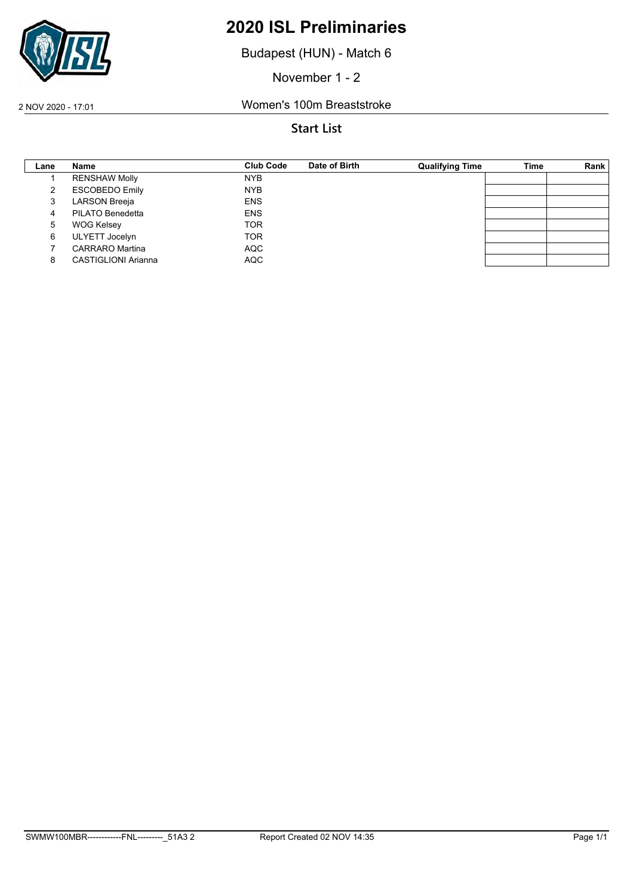# 2020 ISL Preliminaries

Budapest (HUN) - Match 6

November 1 - 2

2 NOV 2020 - 17:01

Women's 100m Breaststroke

## Start List

| Lane | Name | Club Code | Date of Birth | Qualifying Time | Time | Rank |
|---|---|---|---|---|---|---|
| 1 | RENSHAW Molly | NYB | | | | |
| 2 | ESCOBEDO Emily | NYB | | | | |
| 3 | LARSON Breeja | ENS | | | | |
| 4 | PILATO Benedetta | ENS | | | | |
| 5 | WOG Kelsey | TOR | | | | |
| 6 | ULYETT Jocelyn | TOR | | | | |
| 7 | CARRARO Martina | AQC | | | | |
| 8 | CASTIGLIONI Arianna | AQC | | | | |

SWMW100MBR------------FNL---------_51A3 2 Report Created 02 NOV 14:35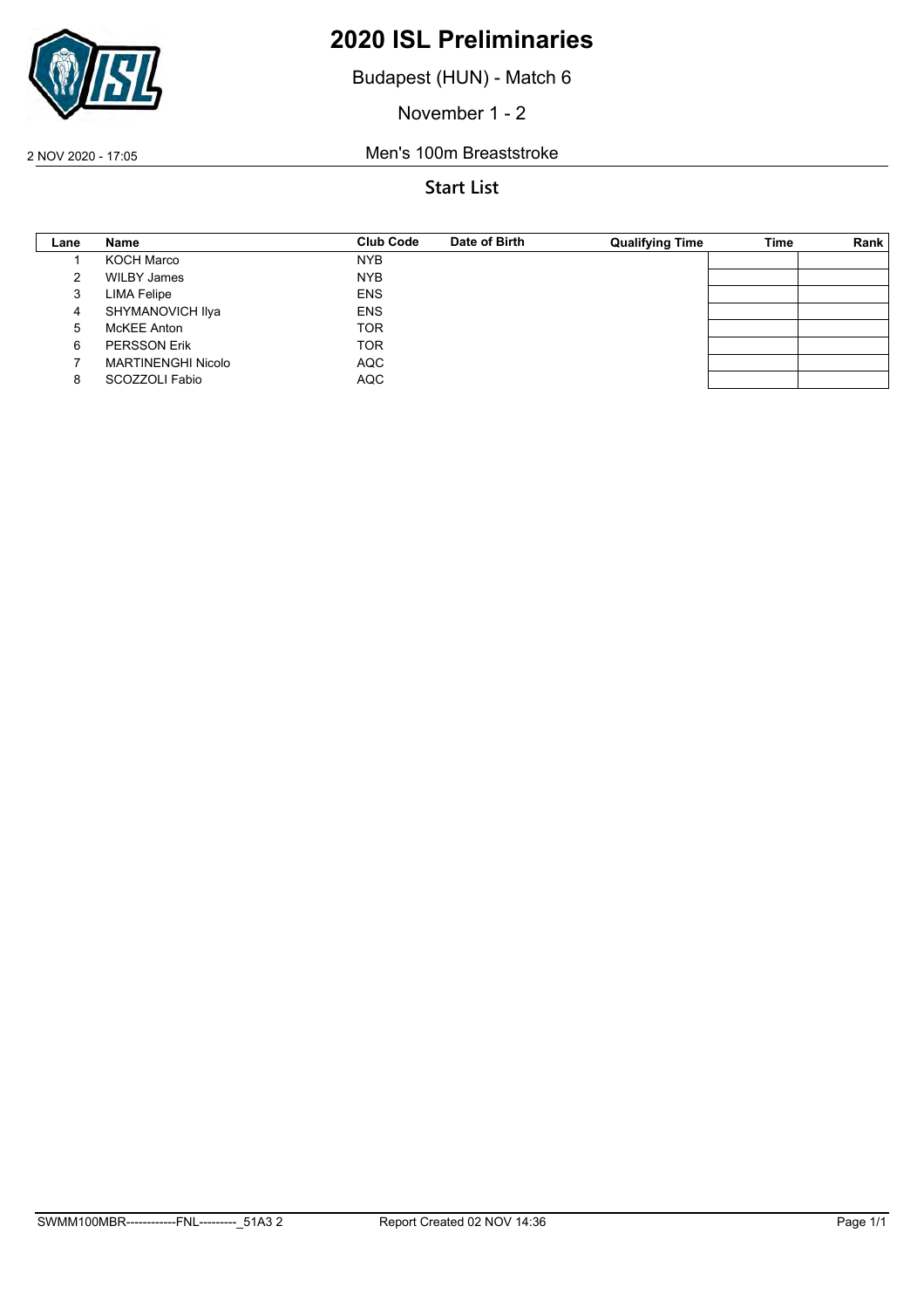# 2020 ISL Preliminaries

Budapest (HUN) - Match 6

November 1 - 2

2 NOV 2020 - 17:05

Men's 100m Breaststroke

## Start List

| Lane | Name | Club Code | Date of Birth | Qualifying Time | Time | Rank |
|---|---|---|---|---|---|---|
| 1 | KOCH Marco | NYB | | | | |
| 2 | WILBY James | NYB | | | | |
| 3 | LIMA Felipe | ENS | | | | |
| 4 | SHYMANOVICH Ilya | ENS | | | | |
| 5 | McKEE Anton | TOR | | | | |
| 6 | PERSSON Erik | TOR | | | | |
| 7 | MARTINENGHI Nicolo | AQC | | | | |
| 8 | SCOZZOLI Fabio | AQC | | | | |

SWMM100MBR------------FNL---------_51A3 2    Report Created 02 NOV 14:36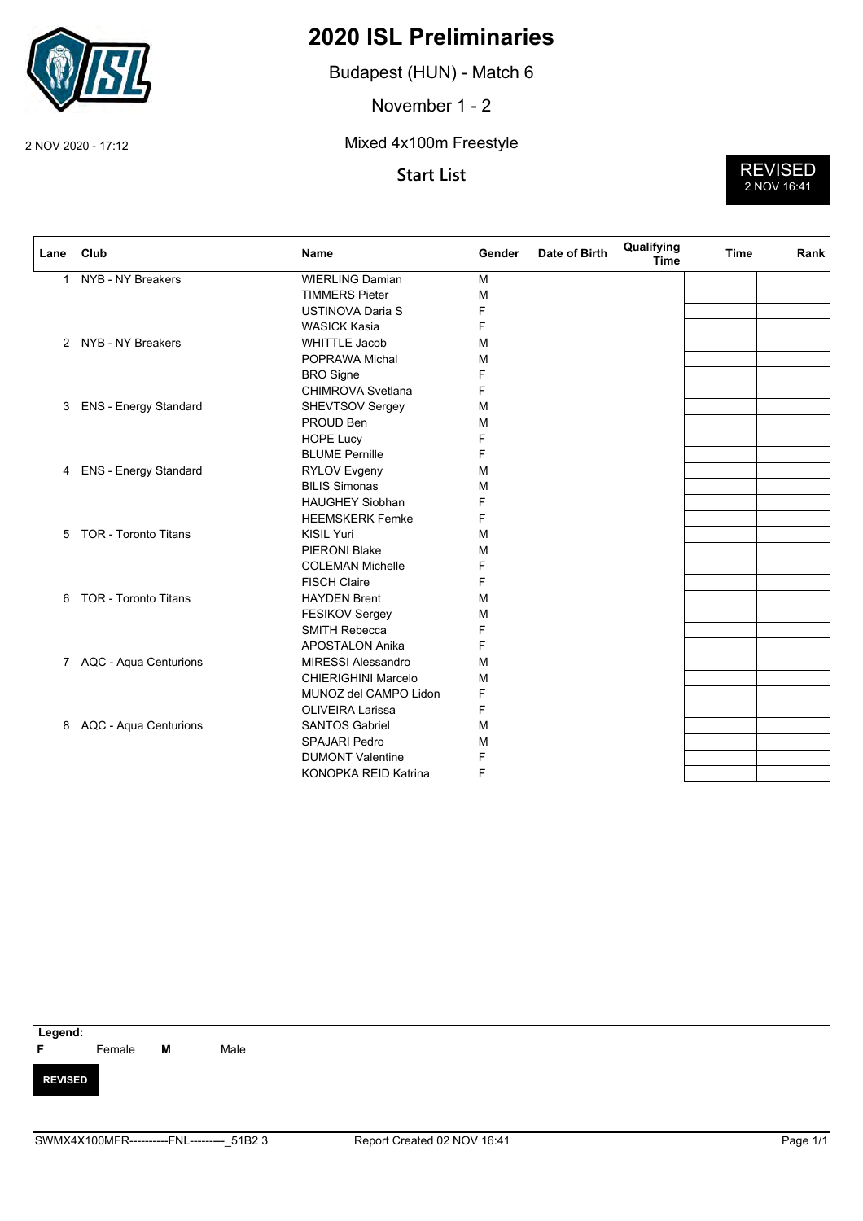# 2020 ISL Preliminaries

Budapest (HUN) - Match 6

November 1 - 2

2 NOV 2020 - 17:12

Mixed 4x100m Freestyle

## Start List

**REVISED**
2 NOV 16:41

| Lane | Club | Name | Gender | Date of Birth | Qualifying Time | Time | Rank |
|---|---|---|---|---|---|---|---|
| 1 | NYB - NY Breakers | WIERLING Damian | M | | | | |
| | | TIMMERS Pieter | M | | | | |
| | | USTINOVA Daria S | F | | | | |
| | | WASICK Kasia | F | | | | |
| 2 | NYB - NY Breakers | WHITTLE Jacob | M | | | | |
| | | POPRAWA Michal | M | | | | |
| | | BRO Signe | F | | | | |
| | | CHIMROVA Svetlana | F | | | | |
| 3 | ENS - Energy Standard | SHEVTSOV Sergey | M | | | | |
| | | PROUD Ben | M | | | | |
| | | HOPE Lucy | F | | | | |
| | | BLUME Pernille | F | | | | |
| 4 | ENS - Energy Standard | RYLOV Evgeny | M | | | | |
| | | BILIS Simonas | M | | | | |
| | | HAUGHEY Siobhan | F | | | | |
| | | HEEMSKERK Femke | F | | | | |
| 5 | TOR - Toronto Titans | KISIL Yuri | M | | | | |
| | | PIERONI Blake | M | | | | |
| | | COLEMAN Michelle | F | | | | |
| | | FISCH Claire | F | | | | |
| 6 | TOR - Toronto Titans | HAYDEN Brent | M | | | | |
| | | FESIKOV Sergey | M | | | | |
| | | SMITH Rebecca | F | | | | |
| | | APOSTALON Anika | F | | | | |
| 7 | AQC - Aqua Centurions | MIRESSI Alessandro | M | | | | |
| | | CHIERIGHINI Marcelo | M | | | | |
| | | MUNOZ del CAMPO Lidon | F | | | | |
| | | OLIVEIRA Larissa | F | | | | |
| 8 | AQC - Aqua Centurions | SANTOS Gabriel | M | | | | |
| | | SPAJARI Pedro | M | | | | |
| | | DUMONT Valentine | F | | | | |
| | | KONOPKA REID Katrina | F | | | | |

**Legend:**
**F** Female **M** Male

**REVISED**

SWMX4X100MFR----------FNL---------_51B2 3 Report Created 02 NOV 16:41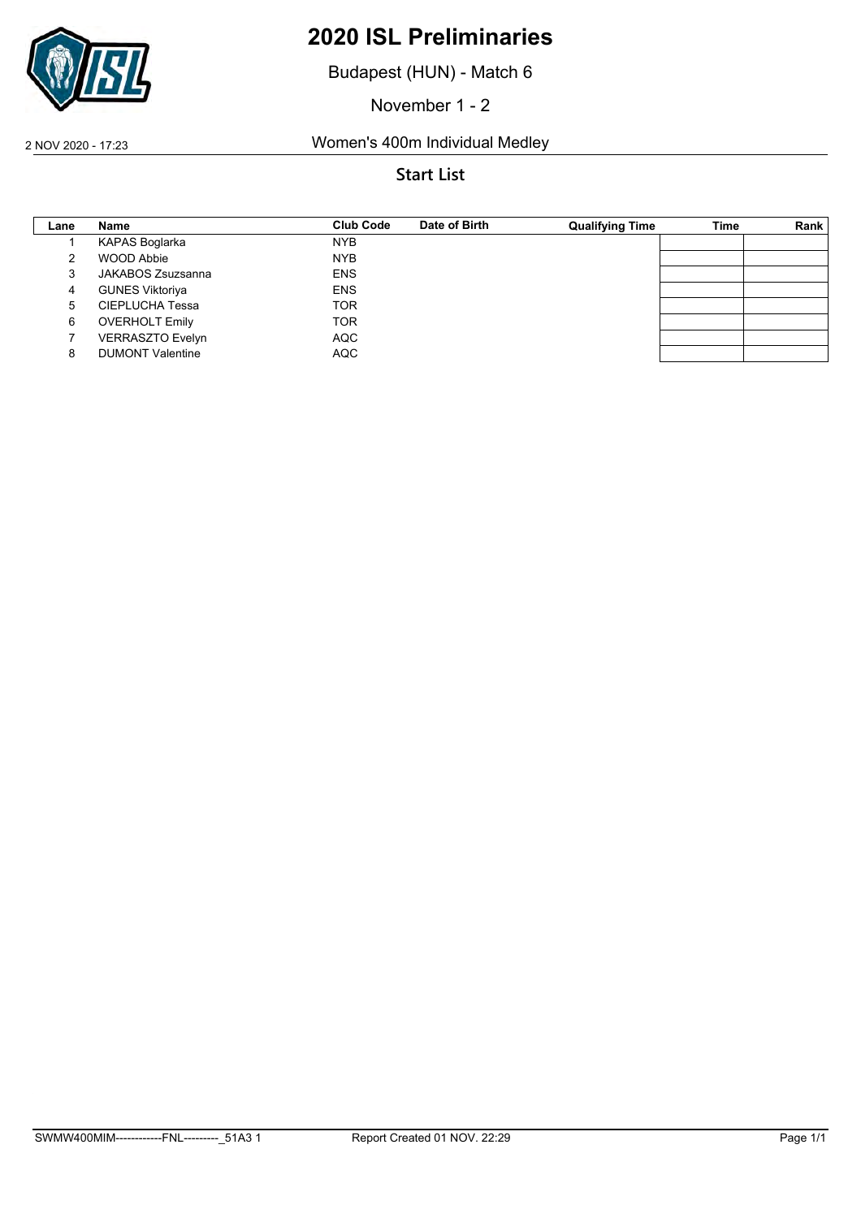# 2020 ISL Preliminaries

Budapest (HUN) - Match 6

November 1 - 2

2 NOV 2020 - 17:23 Women's 400m Individual Medley

## Start List

| Lane | Name | Club Code | Date of Birth | Qualifying Time | Time | Rank |
|---|---|---|---|---|---|---|
| 1 | KAPAS Boglarka | NYB | | | | |
| 2 | WOOD Abbie | NYB | | | | |
| 3 | JAKABOS Zsuzsanna | ENS | | | | |
| 4 | GUNES Viktoriya | ENS | | | | |
| 5 | CIEPLUCHA Tessa | TOR | | | | |
| 6 | OVERHOLT Emily | TOR | | | | |
| 7 | VERRASZTO Evelyn | AQC | | | | |
| 8 | DUMONT Valentine | AQC | | | | |

SWMW400MIM------------FNL---------_51A3 1 Report Created 01 NOV. 22:29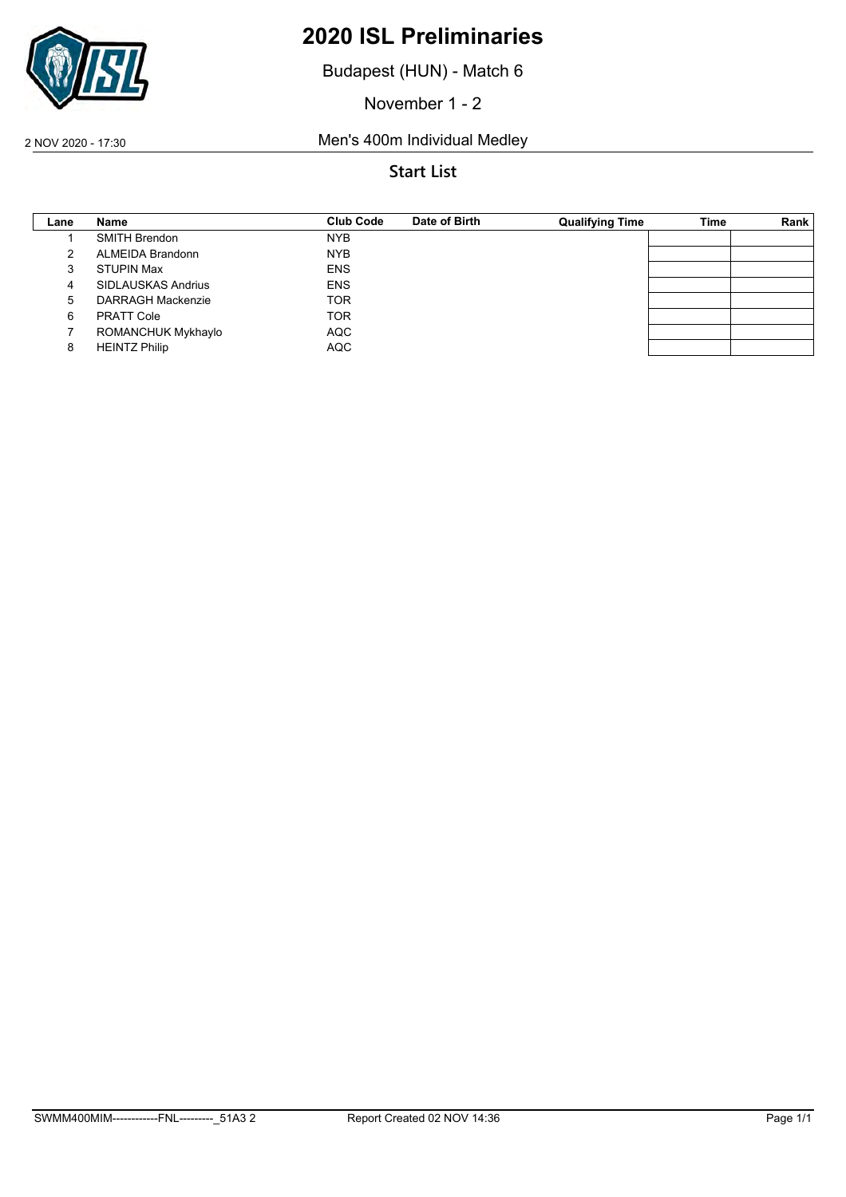# 2020 ISL Preliminaries

Budapest (HUN) - Match 6

November 1 - 2

2 NOV 2020 - 17:30

Men's 400m Individual Medley

## Start List

| Lane | Name | Club Code | Date of Birth | Qualifying Time | Time | Rank |
|---|---|---|---|---|---|---|
| 1 | SMITH Brendon | NYB | | | | |
| 2 | ALMEIDA Brandonn | NYB | | | | |
| 3 | STUPIN Max | ENS | | | | |
| 4 | SIDLAUSKAS Andrius | ENS | | | | |
| 5 | DARRAGH Mackenzie | TOR | | | | |
| 6 | PRATT Cole | TOR | | | | |
| 7 | ROMANCHUK Mykhaylo | AQC | | | | |
| 8 | HEINTZ Philip | AQC | | | | |

SWMM400MIM------------FNL---------_51A3 2 Report Created 02 NOV 14:36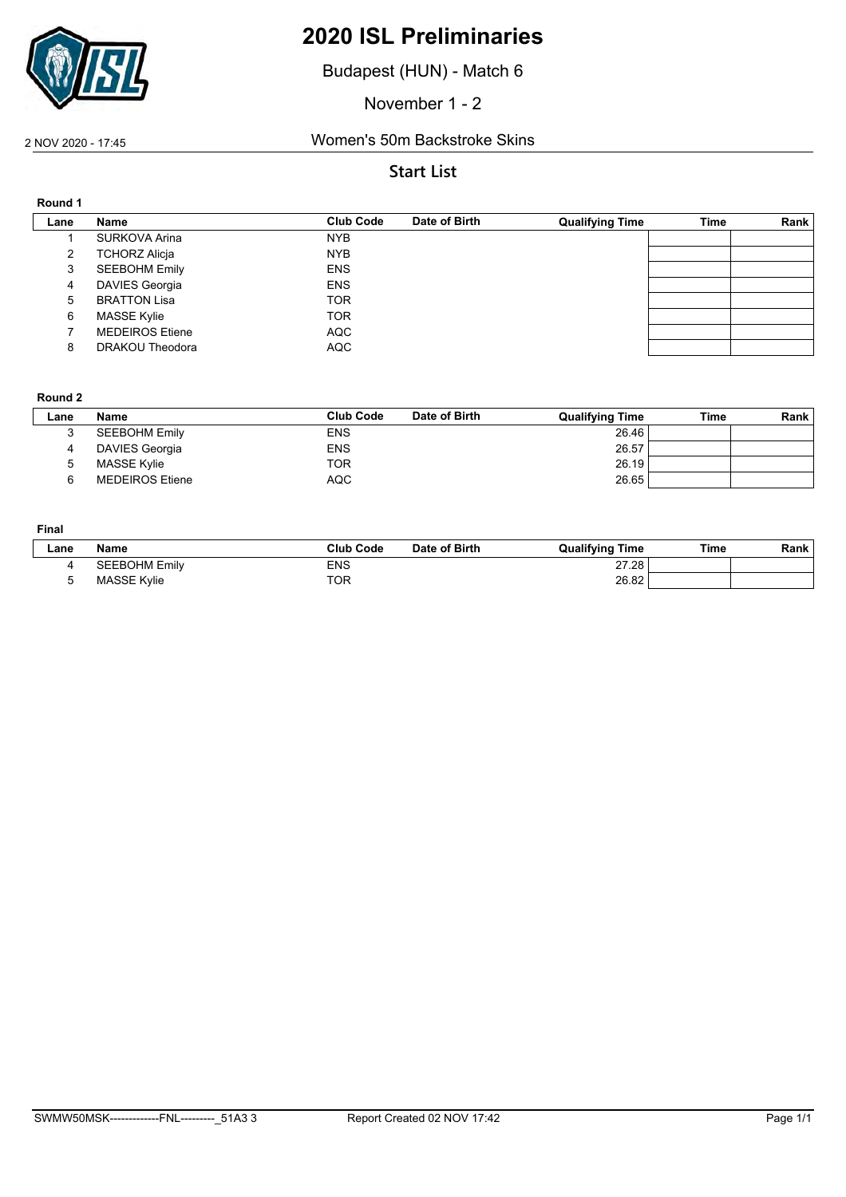# 2020 ISL Preliminaries

Budapest (HUN) - Match 6

November 1 - 2

2 NOV 2020 - 17:45 Women's 50m Backstroke Skins

## Start List

**Round 1**

| Lane | Name | Club Code | Date of Birth | Qualifying Time | Time | Rank |
|---|---|---|---|---|---|---|
| 1 | SURKOVA Arina | NYB | | | | |
| 2 | TCHORZ Alicja | NYB | | | | |
| 3 | SEEBOHM Emily | ENS | | | | |
| 4 | DAVIES Georgia | ENS | | | | |
| 5 | BRATTON Lisa | TOR | | | | |
| 6 | MASSE Kylie | TOR | | | | |
| 7 | MEDEIROS Etiene | AQC | | | | |
| 8 | DRAKOU Theodora | AQC | | | | |

**Round 2**

| Lane | Name | Club Code | Date of Birth | Qualifying Time | Time | Rank |
|---|---|---|---|---|---|---|
| 3 | SEEBOHM Emily | ENS | | 26.46 | | |
| 4 | DAVIES Georgia | ENS | | 26.57 | | |
| 5 | MASSE Kylie | TOR | | 26.19 | | |
| 6 | MEDEIROS Etiene | AQC | | 26.65 | | |

**Final**

| Lane | Name | Club Code | Date of Birth | Qualifying Time | Time | Rank |
|---|---|---|---|---|---|---|
| 4 | SEEBOHM Emily | ENS | | 27.28 | | |
| 5 | MASSE Kylie | TOR | | 26.82 | | |

SWMW50MSK-------------FNL---------_51A3 3 Report Created 02 NOV 17:42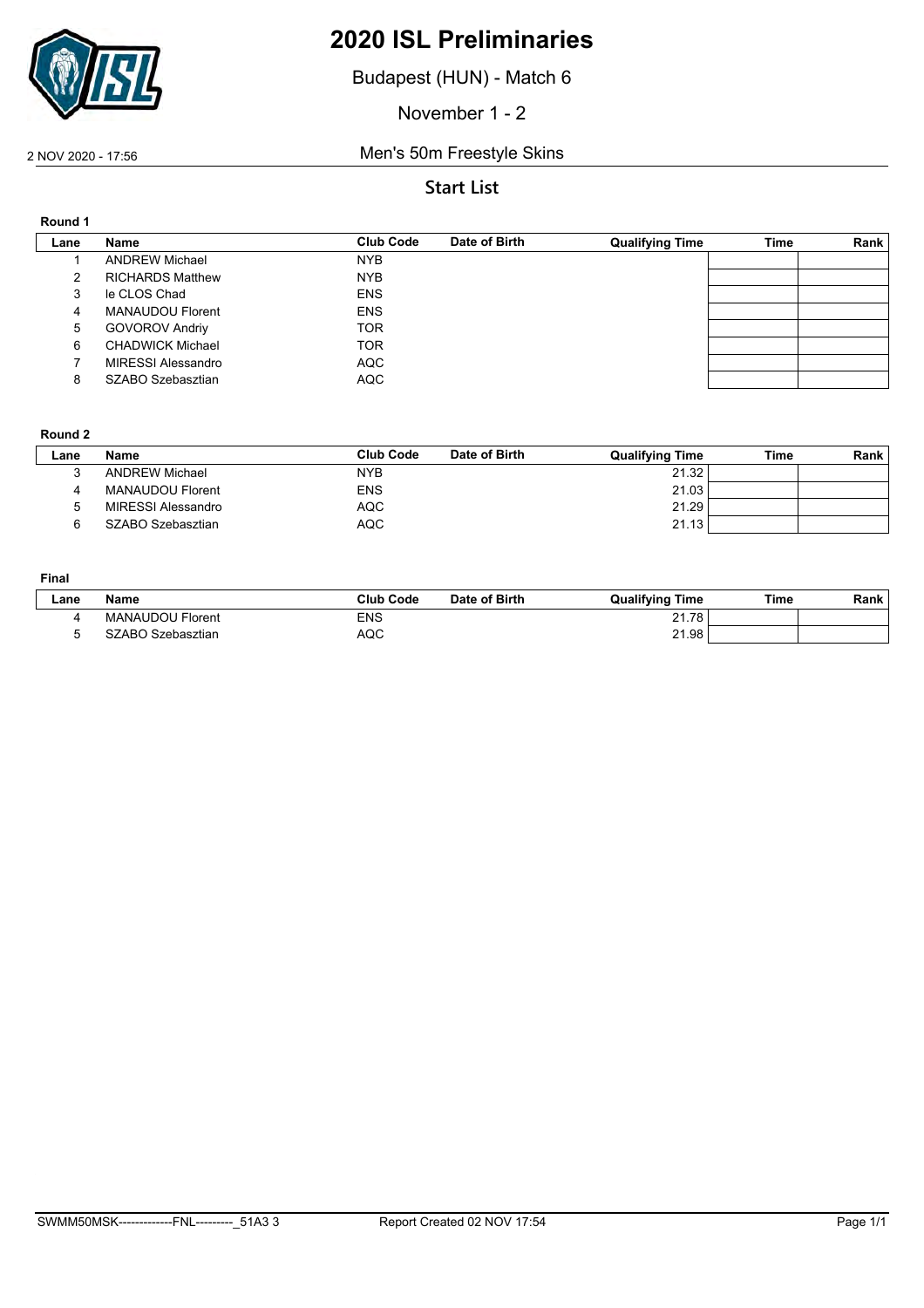# 2020 ISL Preliminaries

Budapest (HUN) - Match 6

November 1 - 2

2 NOV 2020 - 17:56

## Men's 50m Freestyle Skins

### Start List

**Round 1**

| Lane | Name | Club Code | Date of Birth | Qualifying Time | Time | Rank |
|---|---|---|---|---|---|---|
| 1 | ANDREW Michael | NYB | | | | |
| 2 | RICHARDS Matthew | NYB | | | | |
| 3 | le CLOS Chad | ENS | | | | |
| 4 | MANAUDOU Florent | ENS | | | | |
| 5 | GOVOROV Andriy | TOR | | | | |
| 6 | CHADWICK Michael | TOR | | | | |
| 7 | MIRESSI Alessandro | AQC | | | | |
| 8 | SZABO Szebasztian | AQC | | | | |

**Round 2**

| Lane | Name | Club Code | Date of Birth | Qualifying Time | Time | Rank |
|---|---|---|---|---|---|---|
| 3 | ANDREW Michael | NYB | | 21.32 | | |
| 4 | MANAUDOU Florent | ENS | | 21.03 | | |
| 5 | MIRESSI Alessandro | AQC | | 21.29 | | |
| 6 | SZABO Szebasztian | AQC | | 21.13 | | |

**Final**

| Lane | Name | Club Code | Date of Birth | Qualifying Time | Time | Rank |
|---|---|---|---|---|---|---|
| 4 | MANAUDOU Florent | ENS | | 21.78 | | |
| 5 | SZABO Szebasztian | AQC | | 21.98 | | |

SWMM50MSK-------------FNL---------_51A3 3 Report Created 02 NOV 17:54